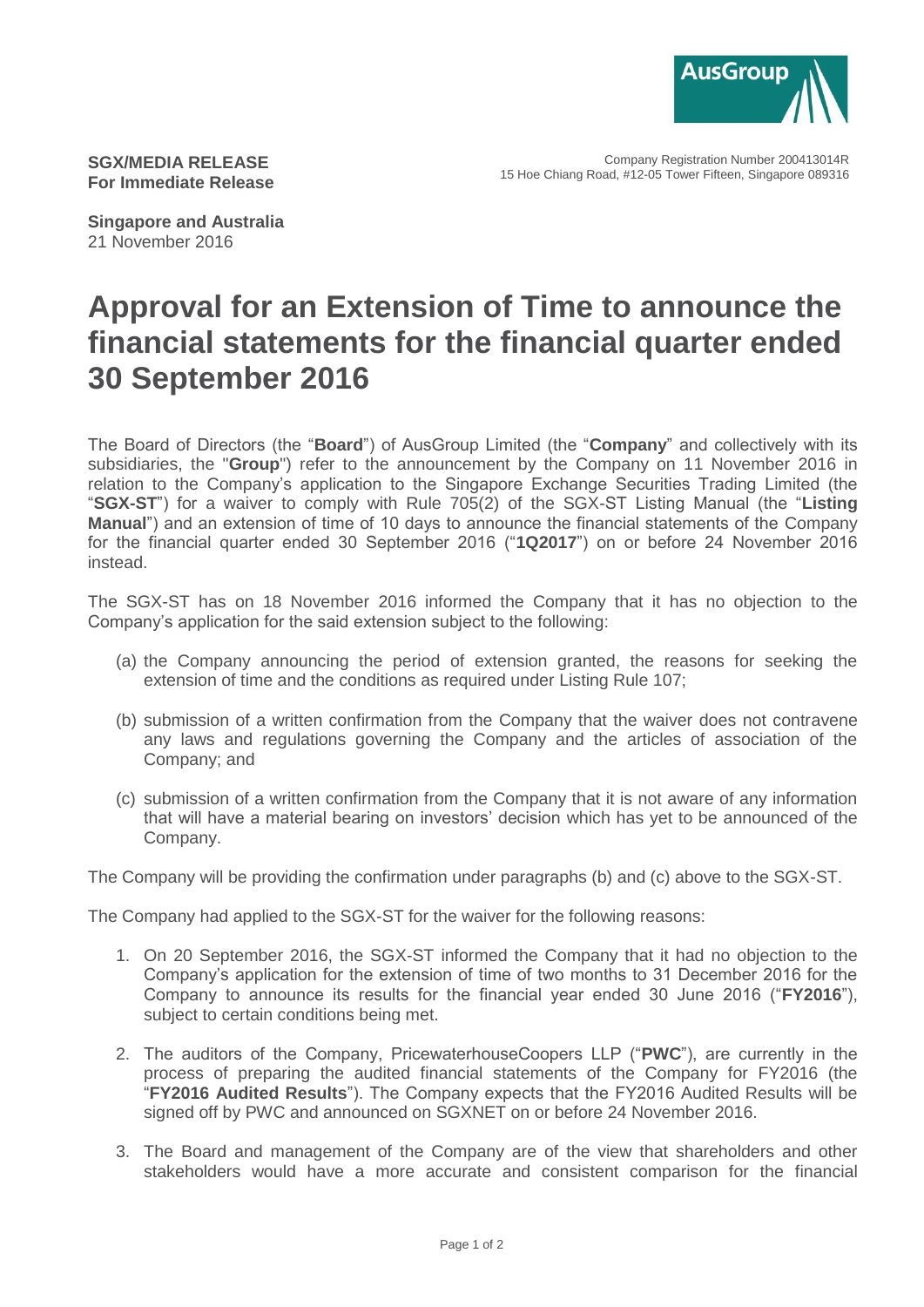**SGX/MEDIA RELEASE**
**For Immediate Release**

Company Registration Number 200413014R
15 Hoe Chiang Road, #12-05 Tower Fifteen, Singapore 089316

**Singapore and Australia**
21 November 2016

# Approval for an Extension of Time to announce the financial statements for the financial quarter ended 30 September 2016

The Board of Directors (the "**Board**") of AusGroup Limited (the "**Company**" and collectively with its subsidiaries, the "**Group**") refer to the announcement by the Company on 11 November 2016 in relation to the Company's application to the Singapore Exchange Securities Trading Limited (the "**SGX-ST**") for a waiver to comply with Rule 705(2) of the SGX-ST Listing Manual (the "**Listing Manual**") and an extension of time of 10 days to announce the financial statements of the Company for the financial quarter ended 30 September 2016 ("**1Q2017**") on or before 24 November 2016 instead.

The SGX-ST has on 18 November 2016 informed the Company that it has no objection to the Company's application for the said extension subject to the following:

(a) the Company announcing the period of extension granted, the reasons for seeking the extension of time and the conditions as required under Listing Rule 107;

(b) submission of a written confirmation from the Company that the waiver does not contravene any laws and regulations governing the Company and the articles of association of the Company; and

(c) submission of a written confirmation from the Company that it is not aware of any information that will have a material bearing on investors' decision which has yet to be announced of the Company.

The Company will be providing the confirmation under paragraphs (b) and (c) above to the SGX-ST.

The Company had applied to the SGX-ST for the waiver for the following reasons:

1. On 20 September 2016, the SGX-ST informed the Company that it had no objection to the Company's application for the extension of time of two months to 31 December 2016 for the Company to announce its results for the financial year ended 30 June 2016 ("**FY2016**"), subject to certain conditions being met.

2. The auditors of the Company, PricewaterhouseCoopers LLP ("**PWC**"), are currently in the process of preparing the audited financial statements of the Company for FY2016 (the "**FY2016 Audited Results**"). The Company expects that the FY2016 Audited Results will be signed off by PWC and announced on SGXNET on or before 24 November 2016.

3. The Board and management of the Company are of the view that shareholders and other stakeholders would have a more accurate and consistent comparison for the financial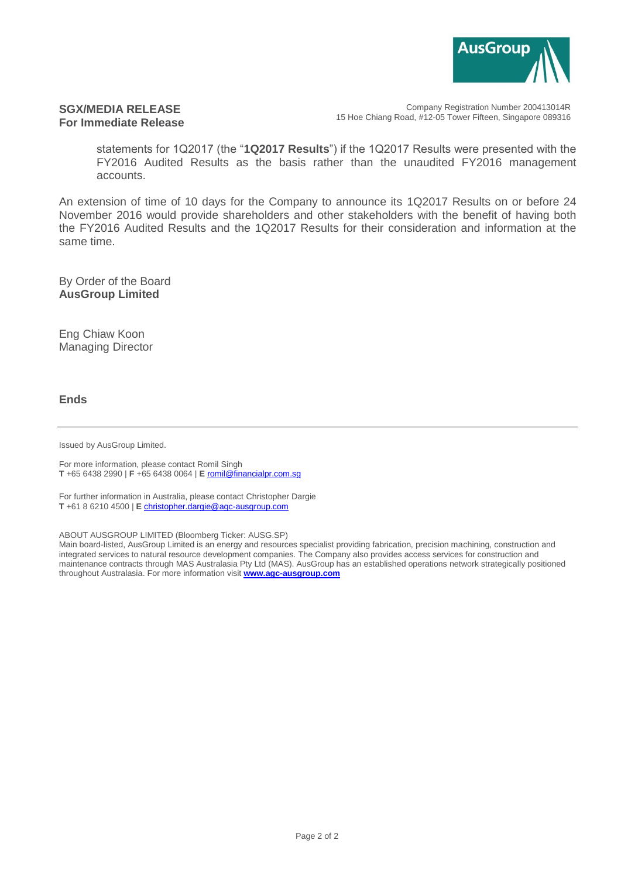**SGX/MEDIA RELEASE**
**For Immediate Release**

Company Registration Number 200413014R
15 Hoe Chiang Road, #12-05 Tower Fifteen, Singapore 089316

statements for 1Q2017 (the "**1Q2017 Results**") if the 1Q2017 Results were presented with the FY2016 Audited Results as the basis rather than the unaudited FY2016 management accounts.

An extension of time of 10 days for the Company to announce its 1Q2017 Results on or before 24 November 2016 would provide shareholders and other stakeholders with the benefit of having both the FY2016 Audited Results and the 1Q2017 Results for their consideration and information at the same time.

By Order of the Board
**AusGroup Limited**

Eng Chiaw Koon
Managing Director

**Ends**

---

Issued by AusGroup Limited.

For more information, please contact Romil Singh
**T** +65 6438 2990 | **F** +65 6438 0064 | **E** romil@financialpr.com.sg

For further information in Australia, please contact Christopher Dargie
**T** +61 8 6210 4500 | **E** christopher.dargie@agc-ausgroup.com

ABOUT AUSGROUP LIMITED (Bloomberg Ticker: AUSG.SP)
Main board-listed, AusGroup Limited is an energy and resources specialist providing fabrication, precision machining, construction and integrated services to natural resource development companies. The Company also provides access services for construction and maintenance contracts through MAS Australasia Pty Ltd (MAS). AusGroup has an established operations network strategically positioned throughout Australasia. For more information visit **www.agc-ausgroup.com**